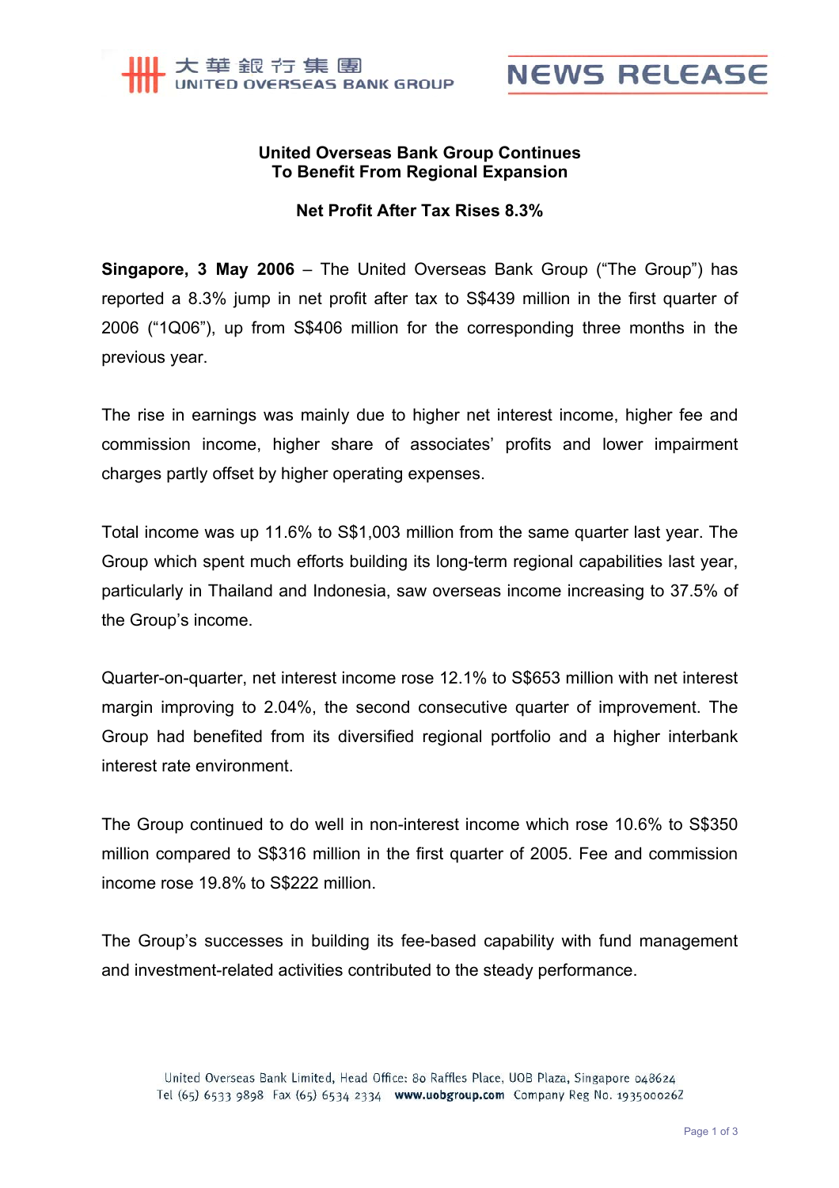# United Overseas Bank Group Continues To Benefit From Regional Expansion

## Net Profit After Tax Rises 8.3%

**Singapore, 3 May 2006** – The United Overseas Bank Group ("The Group") has reported a 8.3% jump in net profit after tax to S$439 million in the first quarter of 2006 ("1Q06"), up from S$406 million for the corresponding three months in the previous year.

The rise in earnings was mainly due to higher net interest income, higher fee and commission income, higher share of associates' profits and lower impairment charges partly offset by higher operating expenses.

Total income was up 11.6% to S$1,003 million from the same quarter last year. The Group which spent much efforts building its long-term regional capabilities last year, particularly in Thailand and Indonesia, saw overseas income increasing to 37.5% of the Group's income.

Quarter-on-quarter, net interest income rose 12.1% to S$653 million with net interest margin improving to 2.04%, the second consecutive quarter of improvement. The Group had benefited from its diversified regional portfolio and a higher interbank interest rate environment.

The Group continued to do well in non-interest income which rose 10.6% to S$350 million compared to S$316 million in the first quarter of 2005. Fee and commission income rose 19.8% to S$222 million.

The Group's successes in building its fee-based capability with fund management and investment-related activities contributed to the steady performance.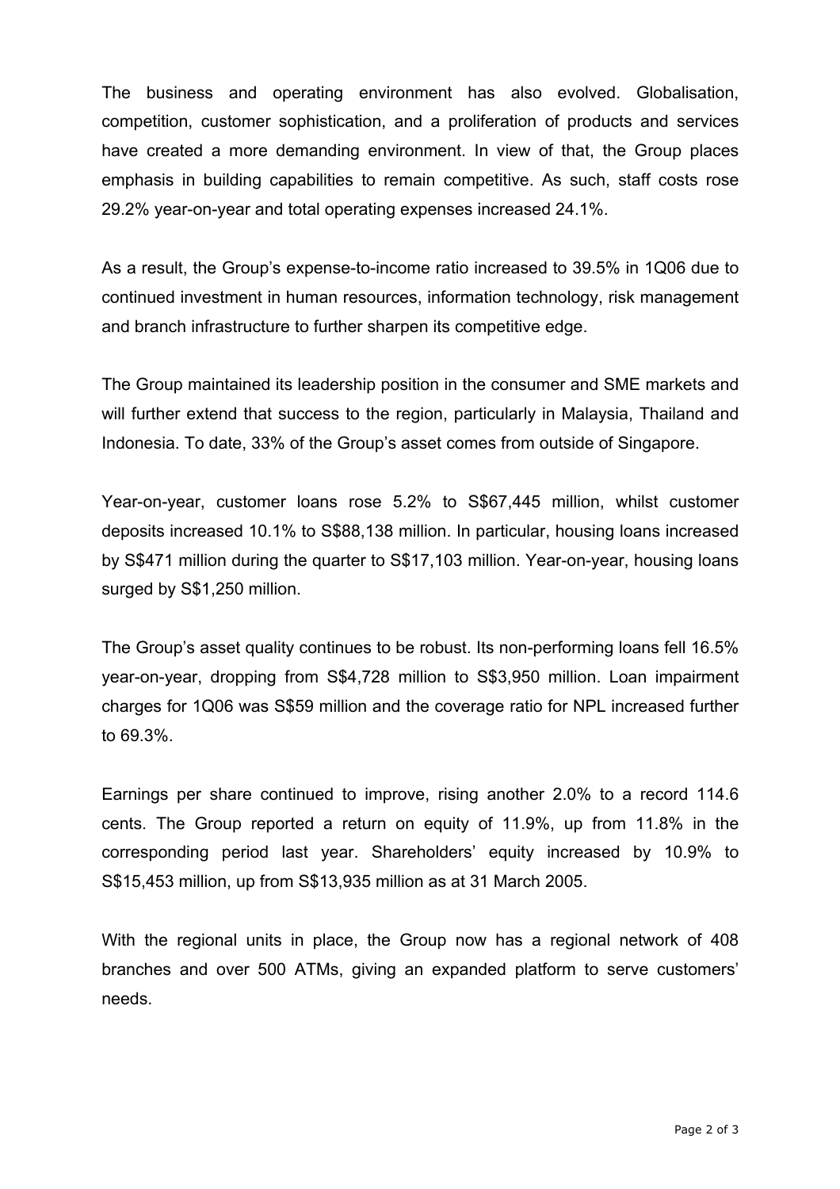The business and operating environment has also evolved. Globalisation, competition, customer sophistication, and a proliferation of products and services have created a more demanding environment. In view of that, the Group places emphasis in building capabilities to remain competitive. As such, staff costs rose 29.2% year-on-year and total operating expenses increased 24.1%.

As a result, the Group's expense-to-income ratio increased to 39.5% in 1Q06 due to continued investment in human resources, information technology, risk management and branch infrastructure to further sharpen its competitive edge.

The Group maintained its leadership position in the consumer and SME markets and will further extend that success to the region, particularly in Malaysia, Thailand and Indonesia. To date, 33% of the Group's asset comes from outside of Singapore.

Year-on-year, customer loans rose 5.2% to S$67,445 million, whilst customer deposits increased 10.1% to S$88,138 million. In particular, housing loans increased by S$471 million during the quarter to S$17,103 million. Year-on-year, housing loans surged by S$1,250 million.

The Group's asset quality continues to be robust. Its non-performing loans fell 16.5% year-on-year, dropping from S$4,728 million to S$3,950 million. Loan impairment charges for 1Q06 was S$59 million and the coverage ratio for NPL increased further to 69.3%.

Earnings per share continued to improve, rising another 2.0% to a record 114.6 cents. The Group reported a return on equity of 11.9%, up from 11.8% in the corresponding period last year. Shareholders' equity increased by 10.9% to S$15,453 million, up from S$13,935 million as at 31 March 2005.

With the regional units in place, the Group now has a regional network of 408 branches and over 500 ATMs, giving an expanded platform to serve customers' needs.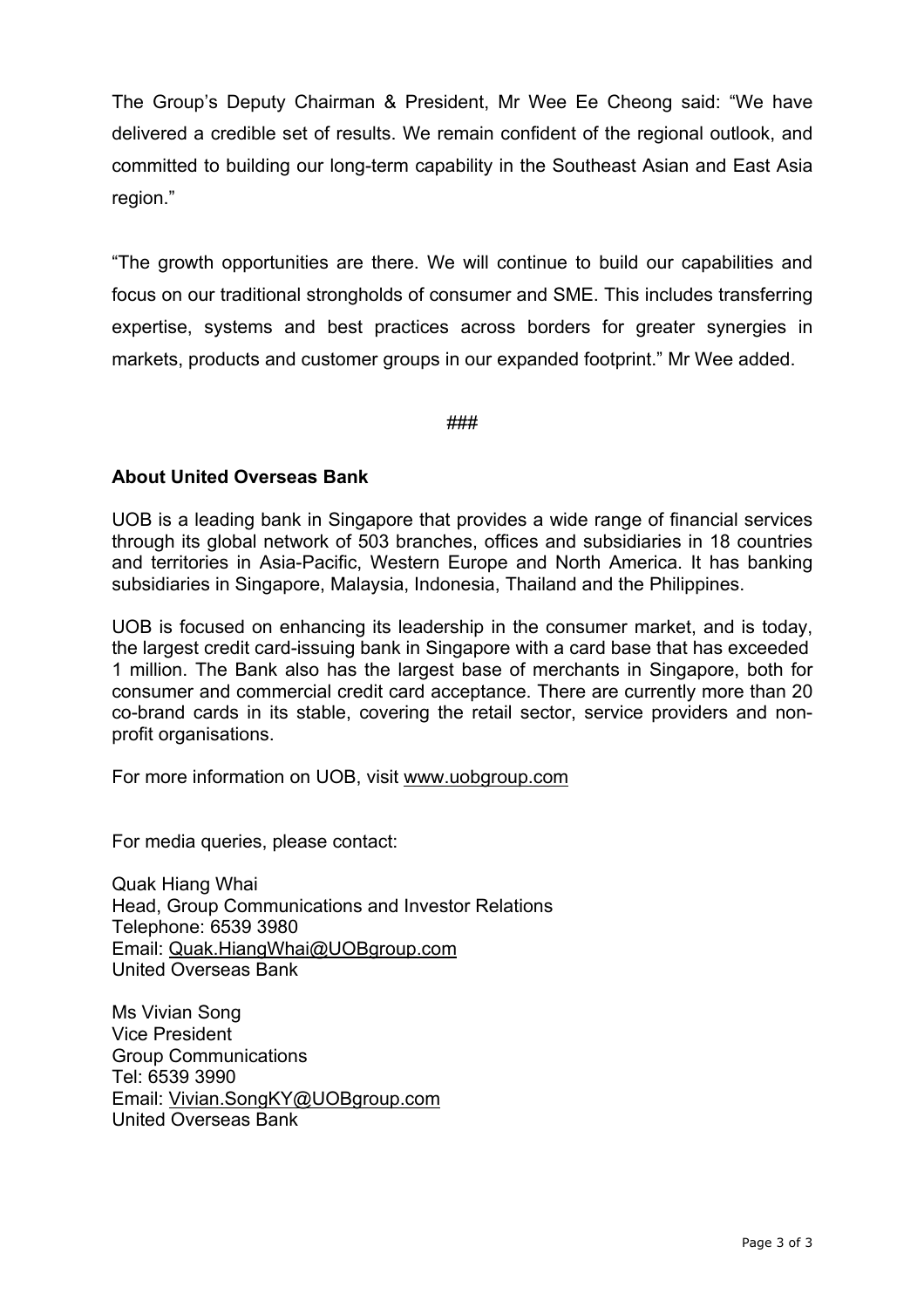The Group's Deputy Chairman & President, Mr Wee Ee Cheong said: "We have delivered a credible set of results. We remain confident of the regional outlook, and committed to building our long-term capability in the Southeast Asian and East Asia region."

"The growth opportunities are there. We will continue to build our capabilities and focus on our traditional strongholds of consumer and SME. This includes transferring expertise, systems and best practices across borders for greater synergies in markets, products and customer groups in our expanded footprint." Mr Wee added.

###

**About United Overseas Bank**

UOB is a leading bank in Singapore that provides a wide range of financial services through its global network of 503 branches, offices and subsidiaries in 18 countries and territories in Asia-Pacific, Western Europe and North America. It has banking subsidiaries in Singapore, Malaysia, Indonesia, Thailand and the Philippines.

UOB is focused on enhancing its leadership in the consumer market, and is today, the largest credit card-issuing bank in Singapore with a card base that has exceeded 1 million. The Bank also has the largest base of merchants in Singapore, both for consumer and commercial credit card acceptance. There are currently more than 20 co-brand cards in its stable, covering the retail sector, service providers and non-profit organisations.

For more information on UOB, visit www.uobgroup.com

For media queries, please contact:

Quak Hiang Whai
Head, Group Communications and Investor Relations
Telephone: 6539 3980
Email: Quak.HiangWhai@UOBgroup.com
United Overseas Bank

Ms Vivian Song
Vice President
Group Communications
Tel: 6539 3990
Email: Vivian.SongKY@UOBgroup.com
United Overseas Bank